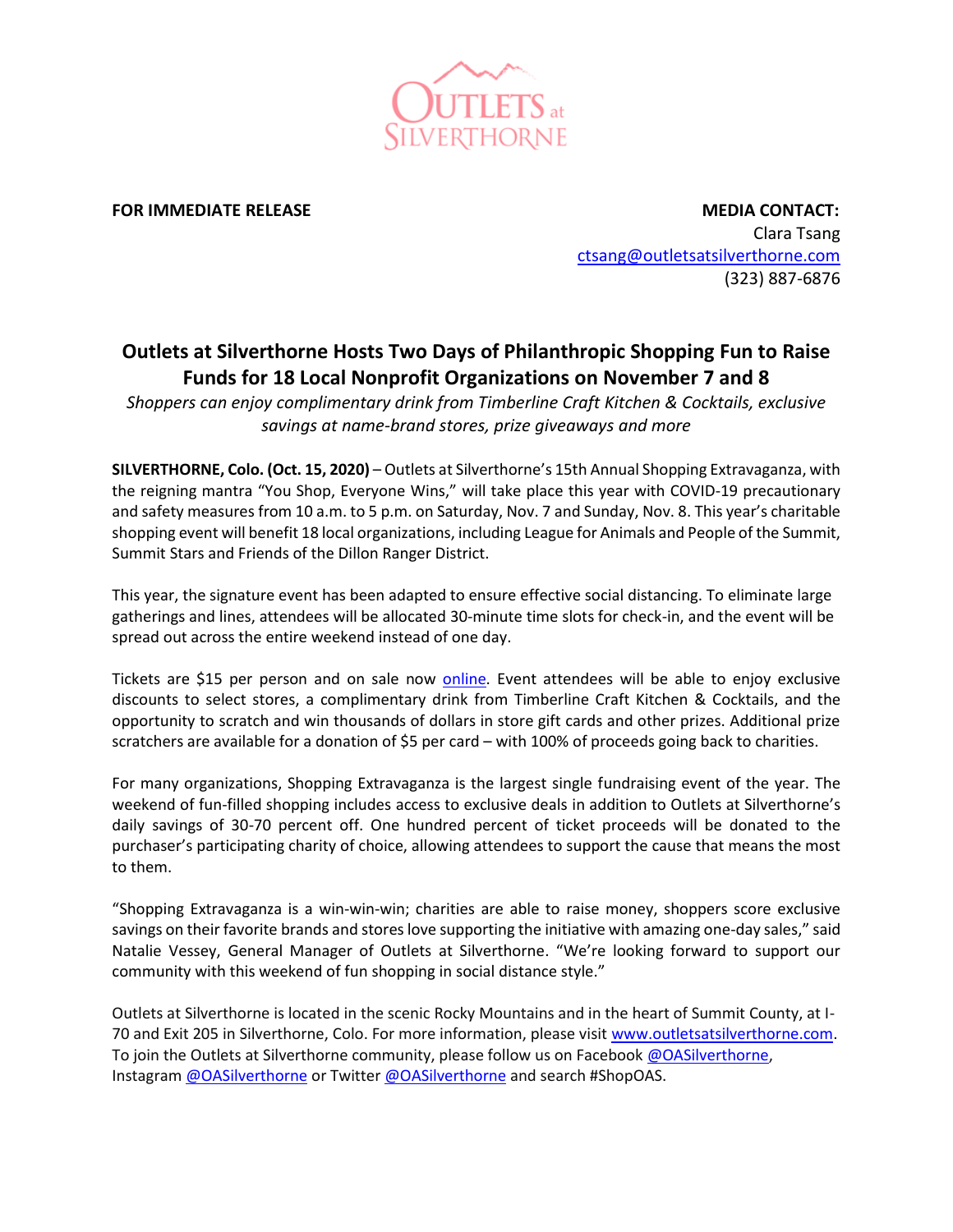OUTLETS at SILVERTHORNE

**FOR IMMEDIATE RELEASE**

**MEDIA CONTACT:**
Clara Tsang
ctsang@outletsatsilverthorne.com
(323) 887-6876

# Outlets at Silverthorne Hosts Two Days of Philanthropic Shopping Fun to Raise Funds for 18 Local Nonprofit Organizations on November 7 and 8

*Shoppers can enjoy complimentary drink from Timberline Craft Kitchen & Cocktails, exclusive savings at name-brand stores, prize giveaways and more*

**SILVERTHORNE, Colo. (Oct. 15, 2020)** – Outlets at Silverthorne's 15th Annual Shopping Extravaganza, with the reigning mantra "You Shop, Everyone Wins," will take place this year with COVID-19 precautionary and safety measures from 10 a.m. to 5 p.m. on Saturday, Nov. 7 and Sunday, Nov. 8. This year's charitable shopping event will benefit 18 local organizations, including League for Animals and People of the Summit, Summit Stars and Friends of the Dillon Ranger District.

This year, the signature event has been adapted to ensure effective social distancing. To eliminate large gatherings and lines, attendees will be allocated 30-minute time slots for check-in, and the event will be spread out across the entire weekend instead of one day.

Tickets are $15 per person and on sale now online. Event attendees will be able to enjoy exclusive discounts to select stores, a complimentary drink from Timberline Craft Kitchen & Cocktails, and the opportunity to scratch and win thousands of dollars in store gift cards and other prizes. Additional prize scratchers are available for a donation of $5 per card – with 100% of proceeds going back to charities.

For many organizations, Shopping Extravaganza is the largest single fundraising event of the year. The weekend of fun-filled shopping includes access to exclusive deals in addition to Outlets at Silverthorne's daily savings of 30-70 percent off. One hundred percent of ticket proceeds will be donated to the purchaser's participating charity of choice, allowing attendees to support the cause that means the most to them.

"Shopping Extravaganza is a win-win-win; charities are able to raise money, shoppers score exclusive savings on their favorite brands and stores love supporting the initiative with amazing one-day sales," said Natalie Vessey, General Manager of Outlets at Silverthorne. "We're looking forward to support our community with this weekend of fun shopping in social distance style."

Outlets at Silverthorne is located in the scenic Rocky Mountains and in the heart of Summit County, at I-70 and Exit 205 in Silverthorne, Colo. For more information, please visit www.outletsatsilverthorne.com. To join the Outlets at Silverthorne community, please follow us on Facebook @OASilverthorne, Instagram @OASilverthorne or Twitter @OASilverthorne and search #ShopOAS.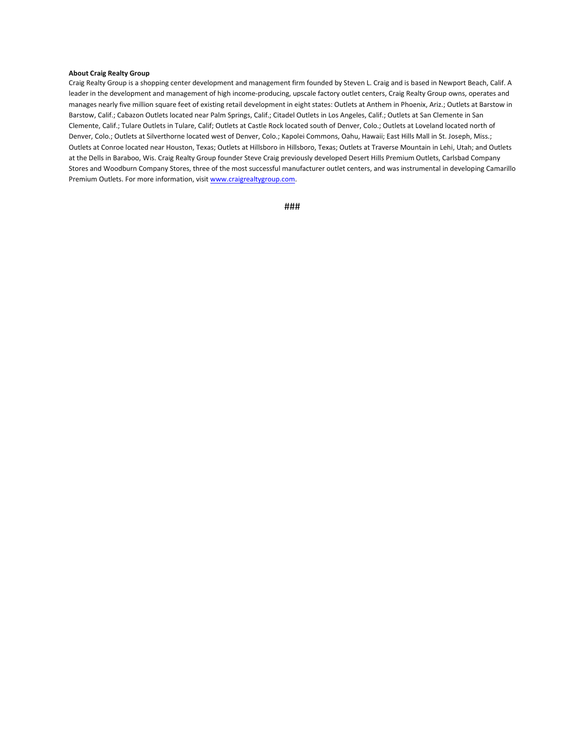**About Craig Realty Group**

Craig Realty Group is a shopping center development and management firm founded by Steven L. Craig and is based in Newport Beach, Calif. A leader in the development and management of high income-producing, upscale factory outlet centers, Craig Realty Group owns, operates and manages nearly five million square feet of existing retail development in eight states: Outlets at Anthem in Phoenix, Ariz.; Outlets at Barstow in Barstow, Calif.; Cabazon Outlets located near Palm Springs, Calif.; Citadel Outlets in Los Angeles, Calif.; Outlets at San Clemente in San Clemente, Calif.; Tulare Outlets in Tulare, Calif; Outlets at Castle Rock located south of Denver, Colo.; Outlets at Loveland located north of Denver, Colo.; Outlets at Silverthorne located west of Denver, Colo.; Kapolei Commons, Oahu, Hawaii; East Hills Mall in St. Joseph, Miss.; Outlets at Conroe located near Houston, Texas; Outlets at Hillsboro in Hillsboro, Texas; Outlets at Traverse Mountain in Lehi, Utah; and Outlets at the Dells in Baraboo, Wis. Craig Realty Group founder Steve Craig previously developed Desert Hills Premium Outlets, Carlsbad Company Stores and Woodburn Company Stores, three of the most successful manufacturer outlet centers, and was instrumental in developing Camarillo Premium Outlets. For more information, visit www.craigrealtygroup.com.

###